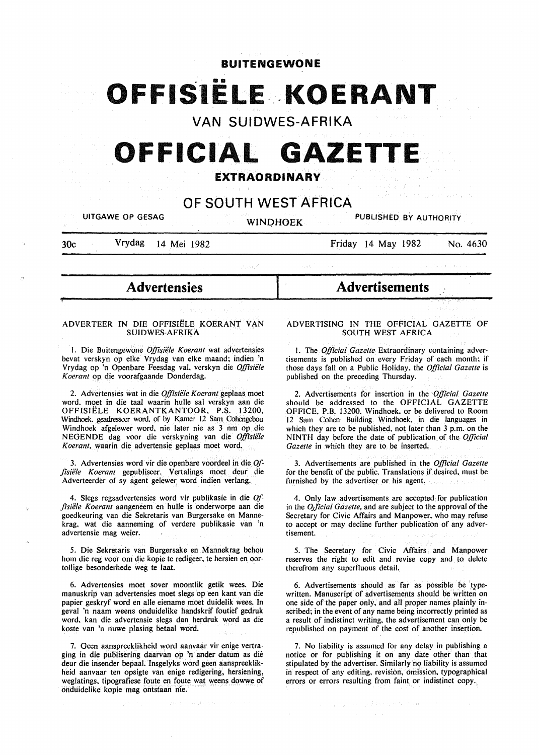# BUITENGEWONE

# OFFISIËLE KOERANT

## VAN SUIDWES-AFRIKA

# OFFICIAL GAZETTE

## EXTRAORDINARY

## OF SOUTH WEST AFRICA

UITGAWE OP GESAG — WINDHOEK — PUBLISHED BY AUTHORITY

30c — Vrydag 14 Mei 1982 — Friday 14 May 1982 — No. 4630

## Advertensies

### ADVERTEER IN DIE OFFISIËLE KOERANT VAN SUIDWES-AFRIKA

1. Die Buitengewone *Offisiële Koerant* wat advertensies bevat verskyn op elke Vrydag van elke maand; indien 'n Vrydag op 'n Openbare Feesdag val, verskyn die *Offisiële Koerant* op die voorafgaande Donderdag.

2. Advertensies wat in die *Offisiële Koerant* geplaas moet word, moet in die taal waarin hulle sal verskyn aan die OFFISIËLE KOERANTKANTOOR, P.S. 13200, Windhoek, geadresseer word, of by Kamer 12 Sam Cohengebou Windhoek afgelewer word, nie later nie as 3 nm op die NEGENDE dag voor die verskyning van die *Offisiële Koerant*, waarin die advertensie geplaas moet word.

3. Advertensies word vir die openbare voordeel in die *Offisiële Koerant* gepubliseer. Vertalings moet deur die Adverteerder of sy agent gelewer word indien verlang.

4. Slegs regsadvertensies word vir publikasie in die *Offisiële Koerant* aangeneem en hulle is onderworpe aan die goedkeuring van die Sekretaris van Burgersake en Mannekrag, wat die aanneming of verdere publikasie van 'n advertensie mag weier.

5. Die Sekretaris van Burgersake en Mannekrag behou hom die reg voor om die kopie te redigeer, te hersien en oortollige besonderhede weg te laat.

6. Advertensies moet sover moontlik getik wees. Die manuskrip van advertensies moet slegs op een kant van die papier geskryf word en alle eiename moet duidelik wees. In geval 'n naam weens onduidelike handskrif foutief gedruk word, kan die advertensie slegs dan herdruk word as die koste van 'n nuwe plasing betaal word.

7. Geen aanspreeklikheid word aanvaar vir enige vertraging in die publisering daarvan op 'n ander datum as dié deur die insender bepaal. Insgelyks word geen aanspreeklikheid aanvaar ten opsigte van enige redigering, hersiening, weglatings, tipografiese foute en foute wat weens dowwe of onduidelike kopie mag ontstaan nie.

## Advertisements

### ADVERTISING IN THE OFFICIAL GAZETTE OF SOUTH WEST AFRICA

1. The *Official Gazette* Extraordinary containing advertisements is published on every Friday of each month; if those days fall on a Public Holiday, the *Official Gazette* is published on the preceding Thursday.

2. Advertisements for insertion in the *Official Gazette* should be addressed to the OFFICIAL GAZETTE OFFICE, P.B. 13200, Windhoek, or be delivered to Room 12 Sam Cohen Building Windhoek, in die languages in which they are to be published, not later than 3 p.m. on the NINTH day before the date of publication of the *Official Gazette* in which they are to be inserted.

3. Advertisements are published in the *Official Gazette* for the benefit of the public. Translations if desired, must be furnished by the advertiser or his agent.

4. Only law advertisements are accepted for publication in the *Official Gazette*, and are subject to the approval of the Secretary for Civic Affairs and Manpower, who may refuse to accept or may decline further publication of any advertisement.

5. The Secretary for Civic Affairs and Manpower reserves the right to edit and revise copy and to delete therefrom any superfluous detail.

6. Advertisements should as far as possible be typewritten. Manuscript of advertisements should be written on one side of the paper only, and all proper names plainly inscribed; in the event of any name being incorrectly printed as a result of indistinct writing, the advertisement can only be republished on payment of the cost of another insertion.

7. No liability is assumed for any delay in publishing a notice or for publishing it on any date other than that stipulated by the advertiser. Similarly no liability is assumed in respect of any editing, revision, omission, typographical errors or errors resulting from faint or indistinct copy.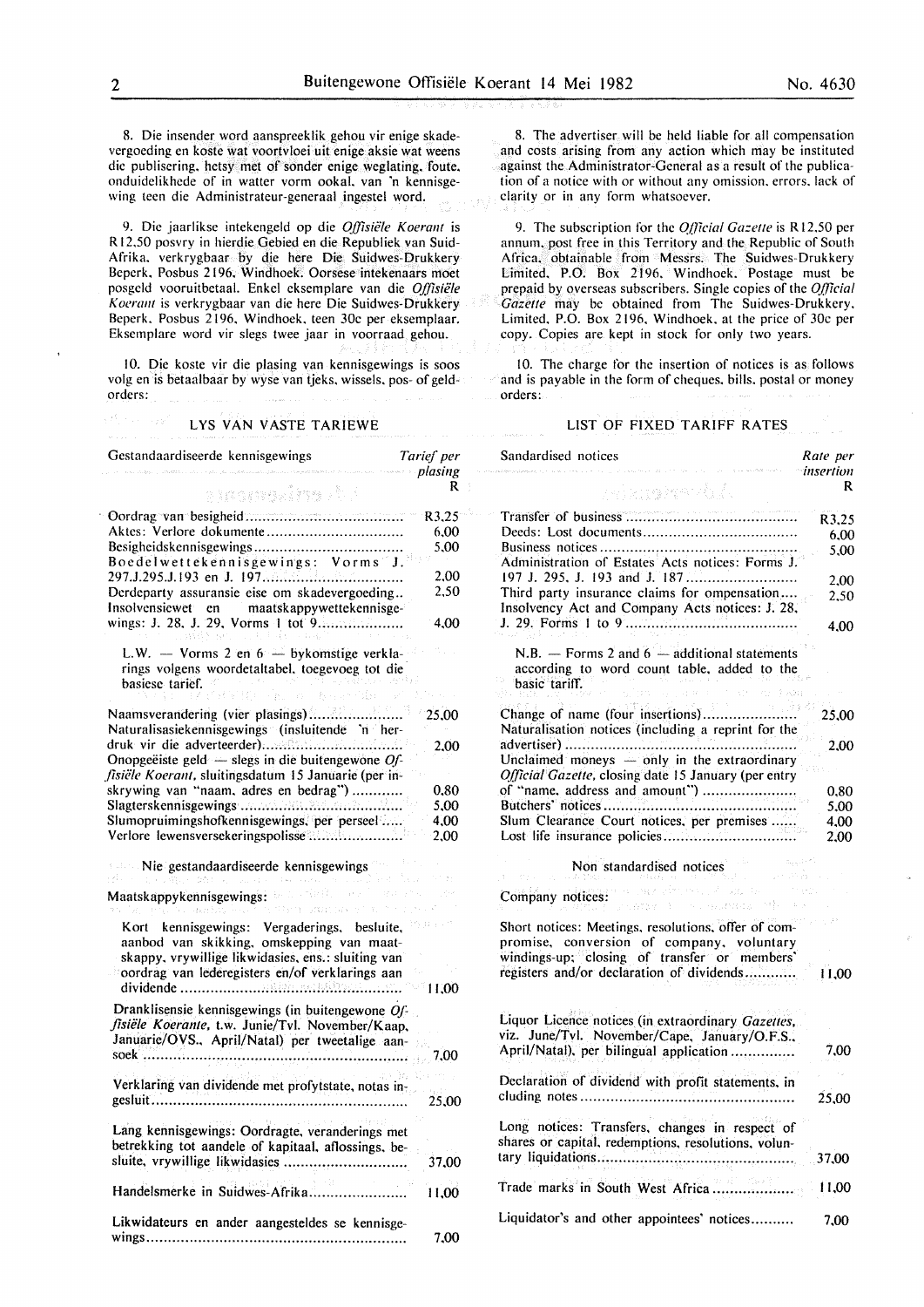8. Die insender word aanspreeklik gehou vir enige skadevergoeding en koste wat voortvloei uit enige aksie wat weens die publisering, hetsy met of sonder enige weglating, foute, onduidelikhede of in watter vorm ookal, van 'n kennisgewing teen die Administrateur-generaal ingestel word.

9. Die jaarlikse intekengeld op die *Offisiële Koerant* is R12,50 posvry in hierdie Gebied en die Republiek van Suid-Afrika, verkrygbaar by die here Die Suidwes-Drukkery Beperk, Posbus 2196, Windhoek. Oorsese intekenaars moet posgeld vooruitbetaal. Enkel eksemplare van die *Offisiële Koerant* is verkrygbaar van die here Die Suidwes-Drukkery Beperk, Posbus 2196, Windhoek, teen 30c per eksemplaar. Eksemplare word vir slegs twee jaar in voorraad gehou.

10. Die koste vir die plasing van kennisgewings is soos volg en is betaalbaar by wyse van tjeks, wissels, pos- of geldorders:

## LYS VAN VASTE TARIEWE

| Gestandaardiseerde kennisgewings | Tarief per plasing R |
|---|---|
| Oordrag van besigheid | R3,25 |
| Aktes: Verlore dokumente | 6,00 |
| Besigheidskennisgewings | 5,00 |
| Boedelwettekennisgewings: Vorms J. 297.J.295.J.193 en J. 197 | 2,00 |
| Derdeparty assuransie eise om skadevergoeding | 2,50 |
| Insolvensiewet en maatskappywettekennisgewings: J. 28, J. 29, Vorms 1 tot 9 | 4,00 |
| L.W. — Vorms 2 en 6 — bykomstige verklarings volgens woordetaltabel, toegevoeg tot die basiese tarief. | |
| Naamsverandering (vier plasings) | 25,00 |
| Naturalisasiekennisgewings (insluitende 'n herdruk vir die adverteerder) | 2,00 |
| Onopgeëiste geld — slegs in die buitengewone *Offisiële Koerant*, sluitingsdatum 15 Januarie (per inskrywing van "naam, adres en bedrag") | 0,80 |
| Slagterskennisgewings | 5,00 |
| Slumopruimingshofkennisgewings, per perseel | 4,00 |
| Verlore lewensversekeringspolisse | 2,00 |

| Nie gestandaardiseerde kennisgewings | |
|---|---|
| Maatskappykennisgewings: | |
| Kort kennisgewings: Vergaderings, besluite, aanbod van skikking, omskepping van maatskappy, vrywillige likwidasies, ens.: sluiting van oordrag van lederegisters en/of verklarings aan dividende | 11,00 |
| Dranklisensie kennisgewings (in buitengewone *Offisiële Koerante*, t.w. Junie/Tvl. November/Kaap, Januarie/OVS., April/Natal) per tweetalige aansoek | 7,00 |
| Verklaring van dividende met profytstate, notas ingesluit | 25,00 |
| Lang kennisgewings: Oordragte, veranderings met betrekking tot aandele of kapitaal, aflossings, besluite, vrywillige likwidasies | 37,00 |
| Handelsmerke in Suidwes-Afrika | 11,00 |
| Likwidateurs en ander aangesteldes se kennisgewings | 7,00 |

8. The advertiser will be held liable for all compensation and costs arising from any action which may be instituted against the Administrator-General as a result of the publication of a notice with or without any omission, errors, lack of clarity or in any form whatsoever.

9. The subscription for the *Official Gazette* is R12,50 per annum, post free in this Territory and the Republic of South Africa, obtainable from Messrs. The Suidwes-Drukkery Limited, P.O. Box 2196, Windhoek. Postage must be prepaid by overseas subscribers. Single copies of the *Official Gazette* may be obtained from The Suidwes-Drukkery, Limited, P.O. Box 2196, Windhoek, at the price of 30c per copy. Copies are kept in stock for only two years.

10. The charge for the insertion of notices is as follows and is payable in the form of cheques, bills, postal or money orders:

## LIST OF FIXED TARIFF RATES

| Sandardised notices | Rate per insertion R |
|---|---|
| Transfer of business | R3,25 |
| Deeds: Lost documents | 6,00 |
| Business notices | 5,00 |
| Administration of Estates Acts notices: Forms J. 197 J. 295, J. 193 and J. 187 | 2,00 |
| Third party insurance claims for compensation | 2,50 |
| Insolvency Act and Company Acts notices: J. 28, J. 29. Forms 1 to 9 | 4,00 |
| N.B. — Forms 2 and 6 — additional statements according to word count table, added to the basic tariff. | |
| Change of name (four insertions) | 25,00 |
| Naturalisation notices (including a reprint for the advertiser) | 2,00 |
| Unclaimed moneys — only in the extraordinary *Official Gazette*, closing date 15 January (per entry of "name, address and amount") | 0,80 |
| Butchers' notices | 5,00 |
| Slum Clearance Court notices, per premises | 4,00 |
| Lost life insurance policies | 2,00 |

| Non standardised notices | |
|---|---|
| Company notices: | |
| Short notices: Meetings, resolutions, offer of compromise, conversion of company, voluntary windings-up; closing of transfer or members' registers and/or declaration of dividends | 11,00 |
| Liquor Licence notices (in extraordinary *Gazettes*, viz. June/Tvl. November/Cape, January/O.F.S., April/Natal), per bilingual application | 7,00 |
| Declaration of dividend with profit statements, including notes | 25,00 |
| Long notices: Transfers, changes in respect of shares or capital, redemptions, resolutions, voluntary liquidations | 37,00 |
| Trade marks in South West Africa | 11,00 |
| Liquidator's and other appointees' notices | 7,00 |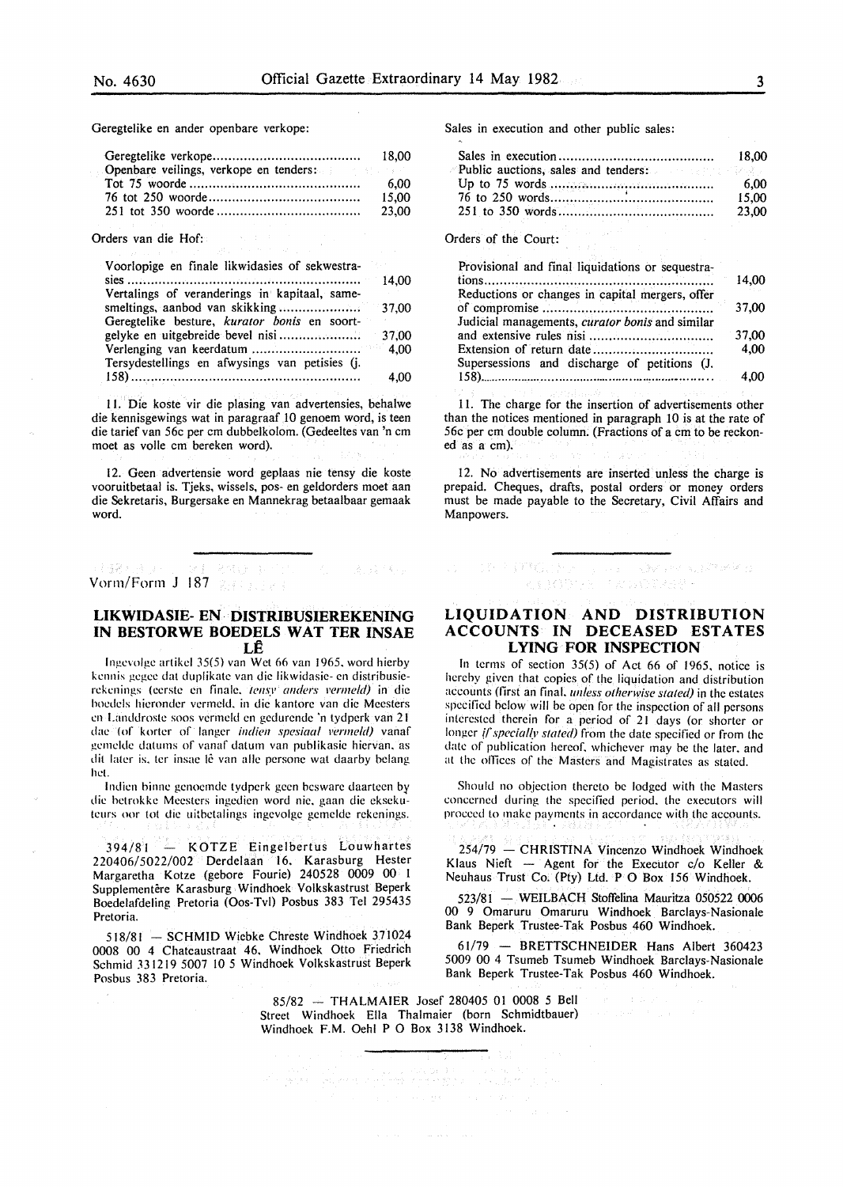Geregtelike en ander openbare verkope:

| | |
|---|---|
| Geregtelike verkope | 18,00 |
| Openbare veilings, verkope en tenders: | |
| Tot 75 woorde | 6,00 |
| 76 tot 250 woorde | 15,00 |
| 251 tot 350 woorde | 23,00 |

Orders van die Hof:

| | |
|---|---|
| Voorlopige en finale likwidasies of sekwestrasies | 14,00 |
| Vertalings of veranderings in kapitaal, samesmeltings, aanbod van skikking | 37,00 |
| Geregtelike besture, *kurator bonis* en soortgelyke en uitgebreide bevel nisi | 37,00 |
| Verlenging van keerdatum | 4,00 |
| Tersydestellings en afwysings van petisies (j. 158) | 4,00 |

11. Die koste vir die plasing van advertensies, behalwe die kennisgewings wat in paragraaf 10 genoem word, is teen die tarief van 56c per cm dubbelkolom. (Gedeeltes van 'n cm moet as volle cm bereken word).

12. Geen advertensie word geplaas nie tensy die koste vooruitbetaal is. Tjeks, wissels, pos- en geldorders moet aan die Sekretaris, Burgersake en Mannekrag betaalbaar gemaak word.

Sales in execution and other public sales:

| | |
|---|---|
| Sales in execution | 18,00 |
| Public auctions, sales and tenders: | |
| Up to 75 words | 6,00 |
| 76 to 250 words | 15,00 |
| 251 to 350 words | 23,00 |

Orders of the Court:

| | |
|---|---|
| Provisional and final liquidations or sequestrations | 14,00 |
| Reductions or changes in capital mergers, offer of compromise | 37,00 |
| Judicial managements, *curator bonis* and similar and extensive rules nisi | 37,00 |
| Extension of return date | 4,00 |
| Supersessions and discharge of petitions (J. 158) | 4,00 |

11. The charge for the insertion of advertisements other than the notices mentioned in paragraph 10 is at the rate of 56c per cm double column. (Fractions of a cm to be reckoned as a cm).

12. No advertisements are inserted unless the charge is prepaid. Cheques, drafts, postal orders or money orders must be made payable to the Secretary, Civil Affairs and Manpowers.

Vorm/Form J 187

## LIKWIDASIE- EN DISTRIBUSIEREKENING IN BESTORWE BOEDELS WAT TER INSAE LÊ

Ingevolge artikel 35(5) van Wet 66 van 1965, word hierby kennis gegee dat duplikate van die likwidasie- en distribusierekenings (eerste en finale, *tensy anders vermeld*) in die boedels hieronder vermeld, in die kantore van die Meesters en Landdroste soos vermeld en gedurende 'n tydperk van 21 dae (of korter of langer *indien spesiaal vermeld*) vanaf gemelde datums of vanaf datum van publikasie hiervan, as dit later is, ter insae lê van alle persone wat daarby belang het.

Indien binne genoemde tydperk geen besware daarteen by die betrokke Meesters ingedien word nie, gaan die eksekuteurs oor tot die uitbetalings ingevolge gemelde rekenings.

394/81 — KOTZE Eingelbertus Louwhartes 220406/5022/002 Derdelaan 16, Karasburg Hester Margaretha Kotze (gebore Fourie) 240528 0009 00 1 Supplementêre Karasburg Windhoek Volkskastrust Beperk Boedelafdeling Pretoria (Oos-Tvl) Posbus 383 Tel 295435 Pretoria.

518/81 — SCHMID Wiebke Chreste Windhoek 371024 0008 00 4 Chateaustraat 46, Windhoek Otto Friedrich Schmid 331219 5007 10 5 Windhoek Volkskastrust Beperk Posbus 383 Pretoria.

## LIQUIDATION AND DISTRIBUTION ACCOUNTS IN DECEASED ESTATES LYING FOR INSPECTION

In terms of section 35(5) of Act 66 of 1965, notice is hereby given that copies of the liquidation and distribution accounts (first an final, *unless otherwise stated*) in the estates specified below will be open for the inspection of all persons interested therein for a period of 21 days (or shorter or longer *if specially stated*) from the date specified or from the date of publication hereof, whichever may be the later, and at the offices of the Masters and Magistrates as stated.

Should no objection thereto be lodged with the Masters concerned during the specified period, the executors will proceed to make payments in accordance with the accounts.

254/79 — CHRISTINA Vincenzo Windhoek Windhoek Klaus Nieft — Agent for the Executor c/o Keller & Neuhaus Trust Co. (Pty) Ltd. P O Box 156 Windhoek.

523/81 — WEILBACH Stoffelina Mauritza 050522 0006 00 9 Omaruru Omaruru Windhoek Barclays-Nasionale Bank Beperk Trustee-Tak Posbus 460 Windhoek.

61/79 — BRETTSCHNEIDER Hans Albert 360423 5009 00 4 Tsumeb Tsumeb Windhoek Barclays-Nasionale Bank Beperk Trustee-Tak Posbus 460 Windhoek.

85/82 — THALMAIER Josef 280405 01 0008 5 Bell Street Windhoek Ella Thalmaier (born Schmidtbauer) Windhoek F.M. Oehl P O Box 3138 Windhoek.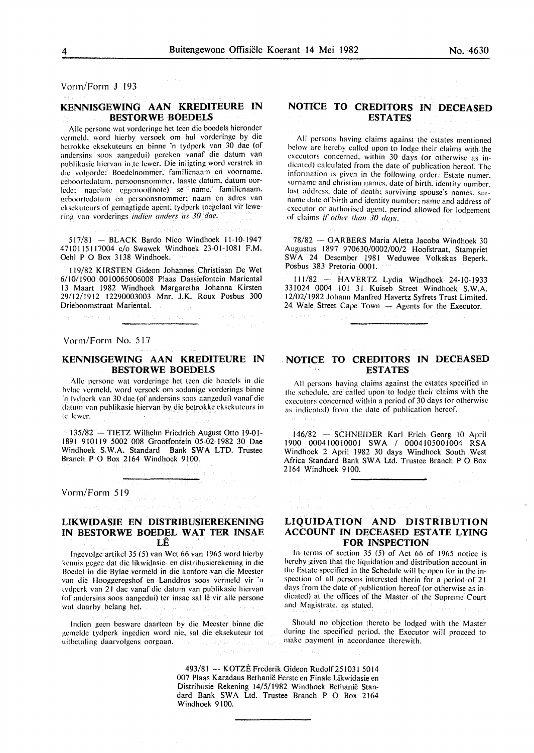Vorm/Form J 193

## KENNISGEWING AAN KREDITEURE IN BESTORWE BOEDELS

Alle persone wat vorderinge het teen die boedels hieronder vermeld, word hierby versoek om hul vorderinge by die betrokke eksekuteurs en binne 'n tydperk van 30 dae (of andersins soos aangedui) gereken vanaf die datum van publikasie hiervan in te lewer. Die inligting word verstrek in die volgorde: Boedelnommer, familienaam en voorname, geboortedatum, persoonsnommer, laaste datum, datum oorlede; nagelate eggenoot(note) se name, familienaam, geboortedatum en persoonsnommer; naam en adres van eksekuteurs of gemagtigde agent, tydperk toegelaat vir lewering van vorderings *indien anders as 30 dae.*

517/81 — BLACK Bardo Nico Windhoek 11-10-1947 4710115117004 c/o Swawek Windhoek 23-01-1081 F.M. Oehl P O Box 3138 Windhoek.

119/82 KIRSTEN Gideon Johannes Christiaan De Wet 6/10/1900 0010065006008 Plaas Dassiefontein Mariental 13 Maart 1982 Windhoek Margaretha Johanna Kirsten 29/12/1912 12290003003 Mnr. J.K. Roux Posbus 300 Drieboomstraat Mariental.

## NOTICE TO CREDITORS IN DECEASED ESTATES

All persons having claims against the estates mentioned below are hereby called upon to lodge their claims with the executors concerned, within 30 days (or otherwise as indicated) calculated from the date of publication hereof. The information is given in the following order: Estate numer, surname and christian names, date of birth, identity number, last address, date of death; surviving spouse's names, surname date of birth and identity number; name and address of executor or authorised agent, period allowed for lodgement of claims *if other than 30 days.*

78/82 — GARBERS Maria Aletta Jacoba Windhoek 30 Augustus 1897 970630/0002/00/2 Hoofstraat, Stampriet SWA 24 Desember 1981 Weduwee Volkskas Beperk, Posbus 383 Pretoria 0001.

111/82 — HAVERTZ Lydia Windhoek 24-10-1933 331024 0004 101 31 Kuiseb Street Windhoek S.W.A. 12/02/1982 Johann Manfred Havertz Syfrets Trust Limited, 24 Wale Street Cape Town — Agents for the Executor.

---

Vorm/Form No. 517

## KENNISGEWING AAN KREDITEURE IN BESTORWE BOEDELS

Alle persone wat vorderinge het teen die boedels in die bylae vermeld, word versoek om sodanige vorderings binne 'n tydperk van 30 dae (of andersins soos aangedui) vanaf die datum van publikasie hiervan by die betrokke eksekuteurs in te lewer.

135/82 — TIETZ Wilhelm Friedrich August Otto 19-01-1891 910119 5002 008 Grootfontein 05-02-1982 30 Dae Windhoek S.W.A. Standard Bank SWA LTD. Trustee Branch P O Box 2164 Windhoek 9100.

## NOTICE TO CREDITORS IN DECEASED ESTATES

All persons having claims against the estates specified in the schedule, are called upon to lodge their claims with the executors concerned within a period of 30 days (or otherwise as indicated) from the date of publication hereof.

146/82 — SCHNEIDER Karl Erich Georg 10 April 1900 000410010001 SWA / 0004105001004 RSA Windhoek 2 April 1982 30 days Windhoek South West Africa Standard Bank SWA Ltd. Trustee Branch P O Box 2164 Windhoek 9100.

---

Vorm/Form 519

## LIKWIDASIE EN DISTRIBUSIEREKENING IN BESTORWE BOEDEL WAT TER INSAE LÊ

Ingevolge artikel 35 (5) van Wet 66 van 1965 word hierby kennis gegee dat die likwidasie- en distribusierekening in die Boedel in die Bylae vermeld in die kantore van die Meester van die Hooggeregshof en Landdros soos vermeld vir 'n tydperk van 21 dae vanaf die datum van publikasie hiervan (of andersins soos aangedui) ter insae sal lê vir alle persone wat daarby belang het.

Indien geen besware daarteen by die Meester binne die gemelde tydperk ingedien word nie, sal die eksekuteur tot uitbetaling daarvolgens oorgaan.

## LIQUIDATION AND DISTRIBUTION ACCOUNT IN DECEASED ESTATE LYING FOR INSPECTION

In terms of section 35 (5) of Act 66 of 1965 notice is hereby given that the liquidation and distribution account in the Estate specified in the Schedule will be open for in the inspection of all persons interested therin for a period of 21 days from the date of publication hereof (or otherwise as indicated) at the offices of the Master of the Supreme Court and Magistrate, as stated.

Should no objection thereto be lodged with the Master during the specified period, the Executor will proceed to make payment in accordance therewith.

493/81 — KOTZÊ Frederik Gideon Rudolf 251031 5014 007 Plaas Karadaus Bethanië Eerste en Finale Likwidasie en Distribusie Rekening 14/5/1982 Windhoek Bethanië Standard Bank SWA Ltd. Trustee Branch P O Box 2164 Windhoek 9100.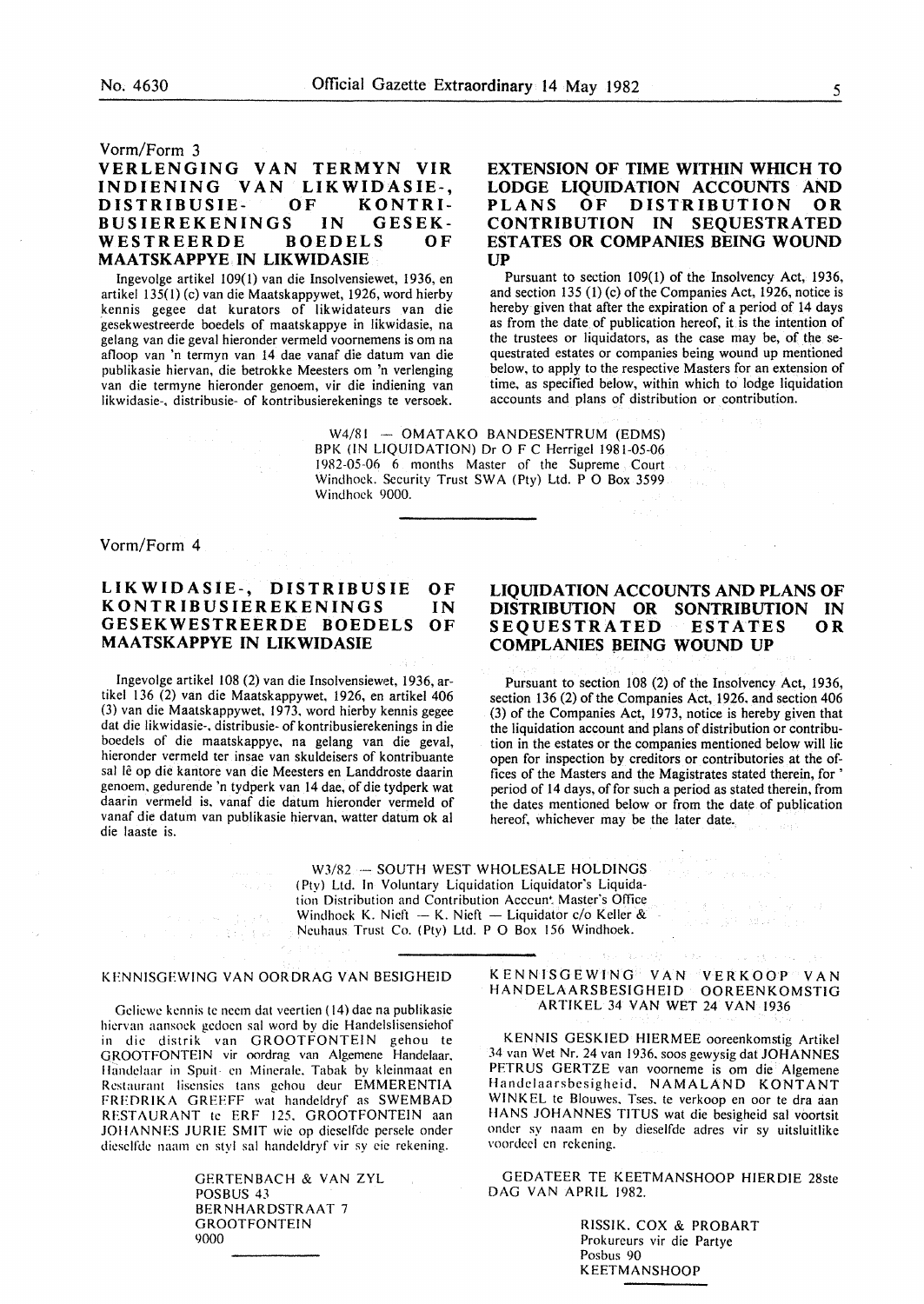Vorm/Form 3

## VERLENGING VAN TERMYN VIR INDIENING VAN LIKWIDASIE-, DISTRIBUSIE- OF KONTRIBUSIEREKENINGS IN GESEKWESTREERDE BOEDELS OF MAATSKAPPYE IN LIKWIDASIE

Ingevolge artikel 109(1) van die Insolvensiewet, 1936, en artikel 135(1) (c) van die Maatskappywet, 1926, word hierby kennis gegee dat kurators of likwidateurs van die gesekwestreerde boedels of maatskappye in likwidasie, na gelang van die geval hieronder vermeld voornemens is om na afloop van 'n termyn van 14 dae vanaf die datum van die publikasie hiervan, die betrokke Meesters om 'n verlenging van die termyne hieronder genoem, vir die indiening van likwidasie-, distribusie- of kontribusierekenings te versoek.

## EXTENSION OF TIME WITHIN WHICH TO LODGE LIQUIDATION ACCOUNTS AND PLANS OF DISTRIBUTION OR CONTRIBUTION IN SEQUESTRATED ESTATES OR COMPANIES BEING WOUND UP

Pursuant to section 109(1) of the Insolvency Act, 1936, and section 135 (1) (c) of the Companies Act, 1926, notice is hereby given that after the expiration of a period of 14 days as from the date of publication hereof, it is the intention of the trustees or liquidators, as the case may be, of the sequestrated estates or companies being wound up mentioned below, to apply to the respective Masters for an extension of time, as specified below, within which to lodge liquidation accounts and plans of distribution or contribution.

W4/81 — OMATAKO BANDESENTRUM (EDMS) BPK (IN LIQUIDATION) Dr O F C Herrigel 1981-05-06 1982-05-06 6 months Master of the Supreme Court Windhoek. Security Trust SWA (Pty) Ltd. P O Box 3599 Windhoek 9000.

---

Vorm/Form 4

## LIKWIDASIE-, DISTRIBUSIE OF KONTRIBUSIEREKENINGS IN GESEKWESTREERDE BOEDELS OF MAATSKAPPYE IN LIKWIDASIE

Ingevolge artikel 108 (2) van die Insolvensiewet, 1936, artikel 136 (2) van die Maatskappywet, 1926, en artikel 406 (3) van die Maatskappywet, 1973, word hierby kennis gegee dat die likwidasie-, distribusie- of kontribusierekenings in die boedels of die maatskappye, na gelang van die geval, hieronder vermeld ter insae van skuldeisers of kontribuante sal lê op die kantore van die Meesters en Landdroste daarin genoem, gedurende 'n tydperk van 14 dae, of die tydperk wat daarin vermeld is, vanaf die datum hieronder vermeld of vanaf die datum van publikasie hiervan, watter datum ok al die laaste is.

## LIQUIDATION ACCOUNTS AND PLANS OF DISTRIBUTION OR SONTRIBUTION IN SEQUESTRATED ESTATES OR COMPLANIES BEING WOUND UP

Pursuant to section 108 (2) of the Insolvency Act, 1936, section 136 (2) of the Companies Act, 1926, and section 406 (3) of the Companies Act, 1973, notice is hereby given that the liquidation account and plans of distribution or contribution in the estates or the companies mentioned below will lie open for inspection by creditors or contributories at the offices of the Masters and the Magistrates stated therein, for ' period of 14 days, of for such a period as stated therein, from the dates mentioned below or from the date of publication hereof, whichever may be the later date.

W3/82 — SOUTH WEST WHOLESALE HOLDINGS (Pty) Ltd. In Voluntary Liquidation Liquidator's Liquidation Distribution and Contribution Acccun' Master's Office Windhoek K. Nieft — K. Nieft — Liquidator c/o Keller & Neuhaus Trust Co. (Pty) Ltd. P O Box 156 Windhoek.

---

## KENNISGEWING VAN OORDRAG VAN BESIGHEID

Geliewe kennis te neem dat veertien (14) dae na publikasie hiervan aansoek gedoen sal word by die Handelslisensiehof in die distrik van GROOTFONTEIN gehou te GROOTFONTEIN vir oordrag van Algemene Handelaar, Handelaar in Spuit- en Minerale, Tabak by kleinmaat en Restaurant lisensies tans gehou deur EMMERENTIA FREDRIKA GREEFF wat handeldryf as SWEMBAD RESTAURANT te ERF 125, GROOTFONTEIN aan JOHANNES JURIE SMIT wie op dieselfde persele onder dieselfde naam en styl sal handeldryf vir sy eie rekening.

GERTENBACH & VAN ZYL
POSBUS 43
BERNHARDSTRAAT 7
GROOTFONTEIN
9000

---

## KENNISGEWING VAN VERKOOP VAN HANDELAARSBESIGHEID OOREENKOMSTIG ARTIKEL 34 VAN WET 24 VAN 1936

KENNIS GESKIED HIERMEE ooreenkomstig Artikel 34 van Wet Nr. 24 van 1936, soos gewysig dat JOHANNES PETRUS GERTZE van voorneme is om die Algemene Handelaarsbesigheid, NAMALAND KONTANT WINKEL te Blouwes, Tses, te verkoop en oor te dra aan HANS JOHANNES TITUS wat die besigheid sal voortsit onder sy naam en by dieselfde adres vir sy uitsluitlike voordeel en rekening.

GEDATEER TE KEETMANSHOOP HIERDIE 28ste DAG VAN APRIL 1982.

RISSIK, COX & PROBART
Prokureurs vir die Partye
Posbus 90
KEETMANSHOOP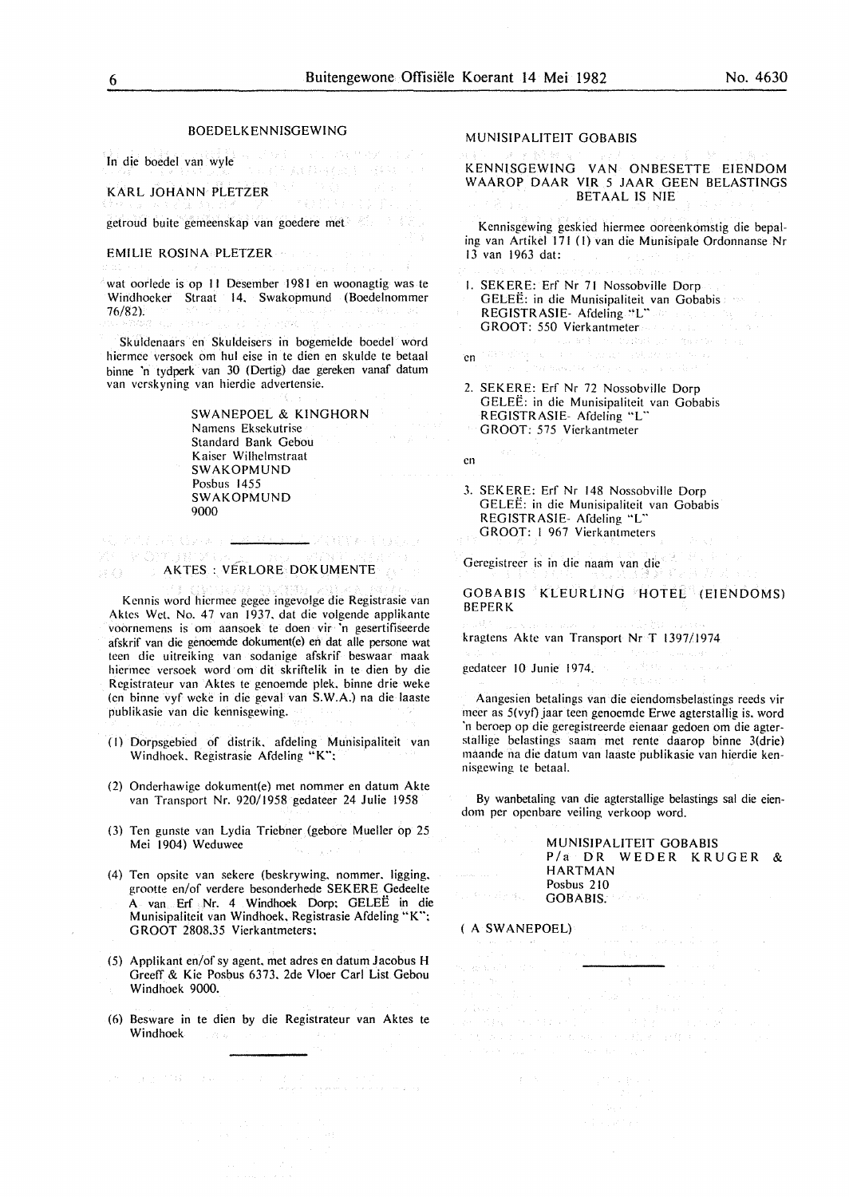## BOEDELKENNISGEWING

In die boedel van wyle

KARL JOHANN PLETZER

getroud buite gemeenskap van goedere met

EMILIE ROSINA PLETZER

wat oorlede is op 11 Desember 1981 en woonagtig was te Windhoeker Straat 14, Swakopmund (Boedelnommer 76/82).

Skuldenaars en Skuldeisers in bogemelde boedel word hiermee versoek om hul eise in te dien en skulde te betaal binne 'n tydperk van 30 (Dertig) dae gereken vanaf datum van verskyning van hierdie advertensie.

SWANEPOEL & KINGHORN
Namens Eksekutrise
Standard Bank Gebou
Kaiser Wilhelmstraat
SWAKOPMUND
Posbus 1455
SWAKOPMUND
9000

---

## AKTES : VERLORE DOKUMENTE

Kennis word hiermee gegee ingevolge die Registrasie van Aktes Wet, No. 47 van 1937, dat die volgende applikante voornemens is om aansoek te doen vir 'n gesertifiseerde afskrif van die genoemde dokument(e) en dat alle persone wat teen die uitreiking van sodanige afskrif beswaar maak hiermee versoek word om dit skriftelik in te dien by die Registrateur van Aktes te genoemde plek, binne drie weke (en binne vyf weke in die geval van S.W.A.) na die laaste publikasie van die kennisgewing.

(1) Dorpsgebied of distrik, afdeling Munisipaliteit van Windhoek, Registrasie Afdeling "K";

(2) Onderhawige dokument(e) met nommer en datum Akte van Transport Nr. 920/1958 gedateer 24 Julie 1958

(3) Ten gunste van Lydia Triebner (gebore Mueller op 25 Mei 1904) Weduwee

(4) Ten opsite van sekere (beskrywing, nommer, ligging, grootte en/of verdere besonderhede SEKERE Gedeelte A van Erf Nr. 4 Windhoek Dorp; GELEË in die Munisipaliteit van Windhoek, Registrasie Afdeling "K"; GROOT 2808.35 Vierkantmeters;

(5) Applikant en/of sy agent, met adres en datum Jacobus H Greeff & Kie Posbus 6373, 2de Vloer Carl List Gebou Windhoek 9000.

(6) Besware in te dien by die Registrateur van Aktes te Windhoek

---

## MUNISIPALITEIT GOBABIS

## KENNISGEWING VAN ONBESETTE EIENDOM WAAROP DAAR VIR 5 JAAR GEEN BELASTINGS BETAAL IS NIE

Kennisgewing geskied hiermee ooreenkomstig die bepaling van Artikel 171 (1) van die Munisipale Ordonnanse Nr 13 van 1963 dat:

1. SEKERE: Erf Nr 71 Nossobville Dorp
   GELEË: in die Munisipaliteit van Gobabis
   REGISTRASIE- Afdeling "L"
   GROOT: 550 Vierkantmeter

en

2. SEKERE: Erf Nr 72 Nossobville Dorp
   GELEË: in die Munisipaliteit van Gobabis
   REGISTRASIE- Afdeling "L"
   GROOT: 575 Vierkantmeter

en

3. SEKERE: Erf Nr 148 Nossobville Dorp
   GELEË: in die Munisipaliteit van Gobabis
   REGISTRASIE- Afdeling "L"
   GROOT: 1 967 Vierkantmeters

Geregistreer is in die naam van die

GOBABIS KLEURLING HOTEL (EIENDOMS) BEPERK

kragtens Akte van Transport Nr T 1397/1974

gedateer 10 Junie 1974.

Aangesien betalings van die eiendomsbelastings reeds vir meer as 5(vyf) jaar teen genoemde Erwe agterstallig is, word 'n beroep op die geregistreerde eienaar gedoen om die agterstallige belastings saam met rente daarop binne 3(drie) maande na die datum van laaste publikasie van hierdie kennisgewing te betaal.

By wanbetaling van die agterstallige belastings sal die eiendom per openbare veiling verkoop word.

MUNISIPALITEIT GOBABIS
P/a DR WEDER KRUGER & HARTMAN
Posbus 210
GOBABIS.

( A SWANEPOEL)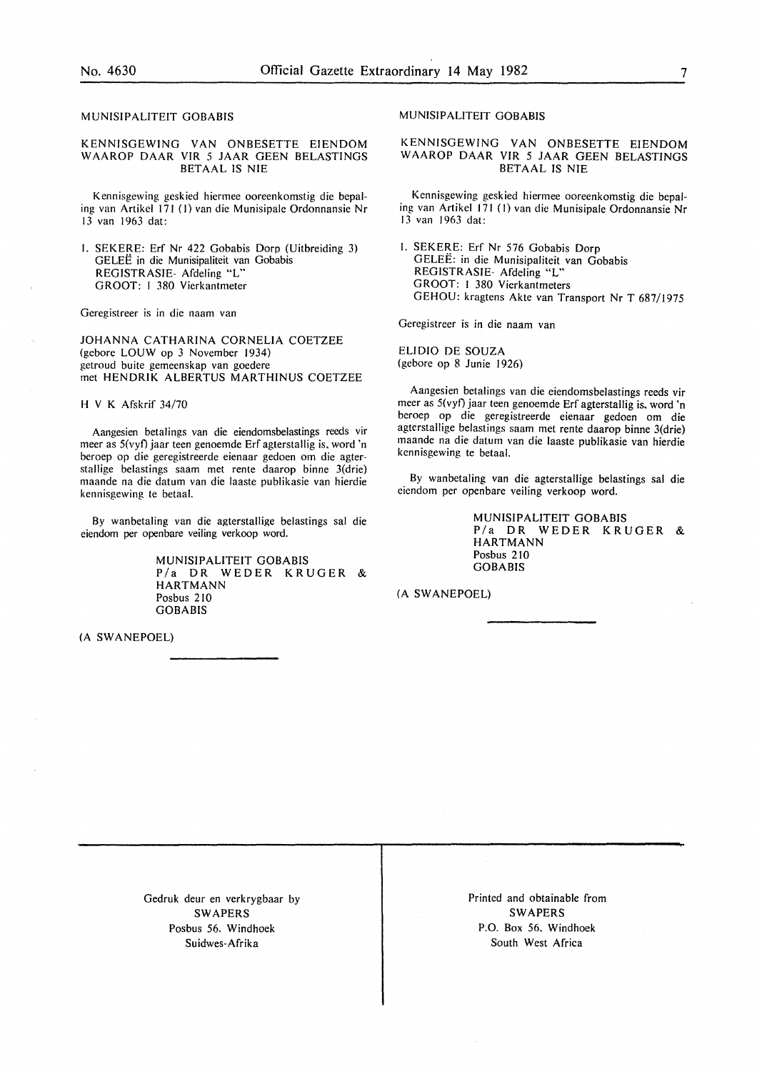MUNISIPALITEIT GOBABIS

KENNISGEWING VAN ONBESETTE EIENDOM WAAROP DAAR VIR 5 JAAR GEEN BELASTINGS BETAAL IS NIE

Kennisgewing geskied hiermee ooreenkomstig die bepaling van Artikel 171 (1) van die Munisipale Ordonnansie Nr 13 van 1963 dat:

1. SEKERE: Erf Nr 422 Gobabis Dorp (Uitbreiding 3)
   GELEË in die Munisipaliteit van Gobabis
   REGISTRASIE- Afdeling "L"
   GROOT: 1 380 Vierkantmeter

Geregistreer is in die naam van

JOHANNA CATHARINA CORNELIA COETZEE
(gebore LOUW op 3 November 1934)
getroud buite gemeenskap van goedere
met HENDRIK ALBERTUS MARTHINUS COETZEE

H V K Afskrif 34/70

Aangesien betalings van die eiendomsbelastings reeds vir meer as 5(vyf) jaar teen genoemde Erf agterstallig is, word 'n beroep op die geregistreerde eienaar gedoen om die agterstallige belastings saam met rente daarop binne 3(drie) maande na die datum van die laaste publikasie van hierdie kennisgewing te betaal.

By wanbetaling van die agterstallige belastings sal die eiendom per openbare veiling verkoop word.

MUNISIPALITEIT GOBABIS
P/a DR WEDER KRUGER & HARTMANN
Posbus 210
GOBABIS

(A SWANEPOEL)

---

MUNISIPALITEIT GOBABIS

KENNISGEWING VAN ONBESETTE EIENDOM WAAROP DAAR VIR 5 JAAR GEEN BELASTINGS BETAAL IS NIE

Kennisgewing geskied hiermee ooreenkomstig die bepaling van Artikel 171 (1) van die Munisipale Ordonnansie Nr 13 van 1963 dat:

1. SEKERE: Erf Nr 576 Gobabis Dorp
   GELEË: in die Munisipaliteit van Gobabis
   REGISTRASIE- Afdeling "L"
   GROOT: 1 380 Vierkantmeters
   GEHOU: kragtens Akte van Transport Nr T 687/1975

Geregistreer is in die naam van

ELIDIO DE SOUZA
(gebore op 8 Junie 1926)

Aangesien betalings van die eiendomsbelastings reeds vir meer as 5(vyf) jaar teen genoemde Erf agterstallig is, word 'n beroep op die geregistreerde eienaar gedoen om die agterstallige belastings saam met rente daarop binne 3(drie) maande na die datum van die laaste publikasie van hierdie kennisgewing te betaal.

By wanbetaling van die agterstallige belastings sal die eiendom per openbare veiling verkoop word.

MUNISIPALITEIT GOBABIS
P/a DR WEDER KRUGER & HARTMANN
Posbus 210
GOBABIS

(A SWANEPOEL)

---

Gedruk deur en verkrygbaar by
SWAPERS
Posbus 56, Windhoek
Suidwes-Afrika

Printed and obtainable from
SWAPERS
P.O. Box 56, Windhoek
South West Africa